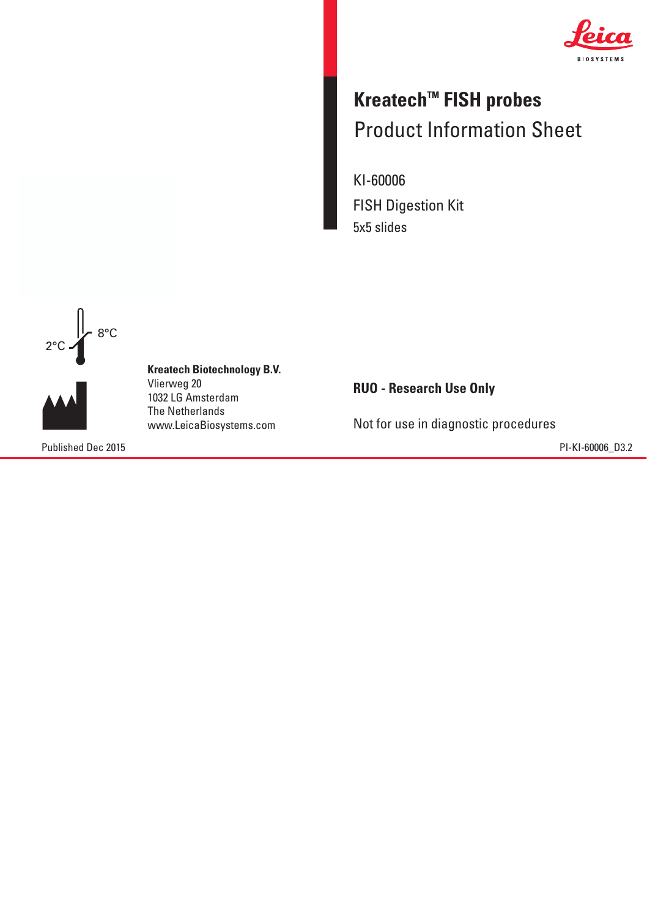# Kreatech™ FISH probes

## Product Information Sheet

KI-60006

FISH Digestion Kit

5x5 slides

2°C 8°C

**Kreatech Biotechnology B.V.**
Vlierweg 20
1032 LG Amsterdam
The Netherlands
www.LeicaBiosystems.com

**RUO - Research Use Only**

Not for use in diagnostic procedures

Published Dec 2015

PI-KI-60006_D3.2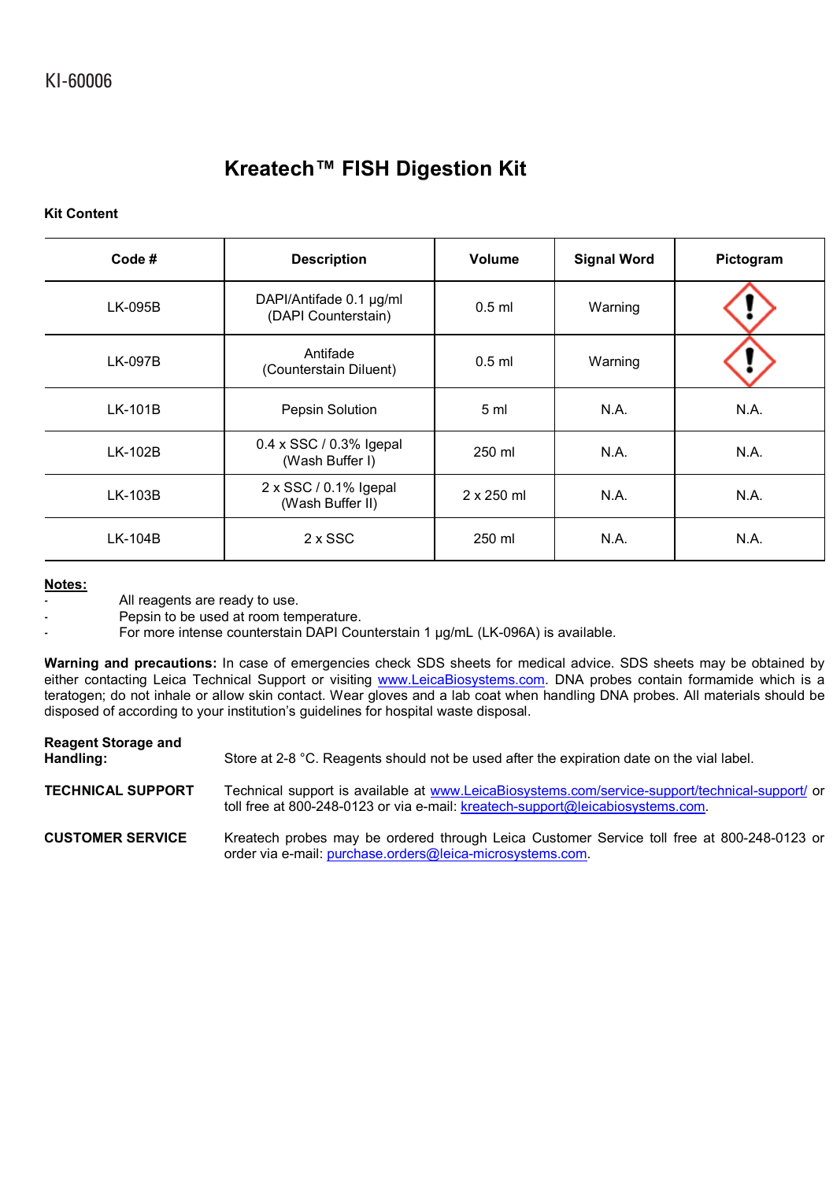KI-60006

# Kreatech™ FISH Digestion Kit

**Kit Content**

| Code # | Description | Volume | Signal Word | Pictogram |
|---|---|---|---|---|
| LK-095B | DAPI/Antifade 0.1 µg/ml (DAPI Counterstain) | 0.5 ml | Warning | |
| LK-097B | Antifade (Counterstain Diluent) | 0.5 ml | Warning | |
| LK-101B | Pepsin Solution | 5 ml | N.A. | N.A. |
| LK-102B | 0.4 x SSC / 0.3% Igepal (Wash Buffer I) | 250 ml | N.A. | N.A. |
| LK-103B | 2 x SSC / 0.1% Igepal (Wash Buffer II) | 2 x 250 ml | N.A. | N.A. |
| LK-104B | 2 x SSC | 250 ml | N.A. | N.A. |

**Notes:**

- All reagents are ready to use.
- Pepsin to be used at room temperature.
- For more intense counterstain DAPI Counterstain 1 µg/mL (LK-096A) is available.

**Warning and precautions:** In case of emergencies check SDS sheets for medical advice. SDS sheets may be obtained by either contacting Leica Technical Support or visiting www.LeicaBiosystems.com. DNA probes contain formamide which is a teratogen; do not inhale or allow skin contact. Wear gloves and a lab coat when handling DNA probes. All materials should be disposed of according to your institution's guidelines for hospital waste disposal.

**Reagent Storage and Handling:** Store at 2-8 °C. Reagents should not be used after the expiration date on the vial label.

**TECHNICAL SUPPORT** Technical support is available at www.LeicaBiosystems.com/service-support/technical-support/ or toll free at 800-248-0123 or via e-mail: kreatech-support@leicabiosystems.com.

**CUSTOMER SERVICE** Kreatech probes may be ordered through Leica Customer Service toll free at 800-248-0123 or order via e-mail: purchase.orders@leica-microsystems.com.